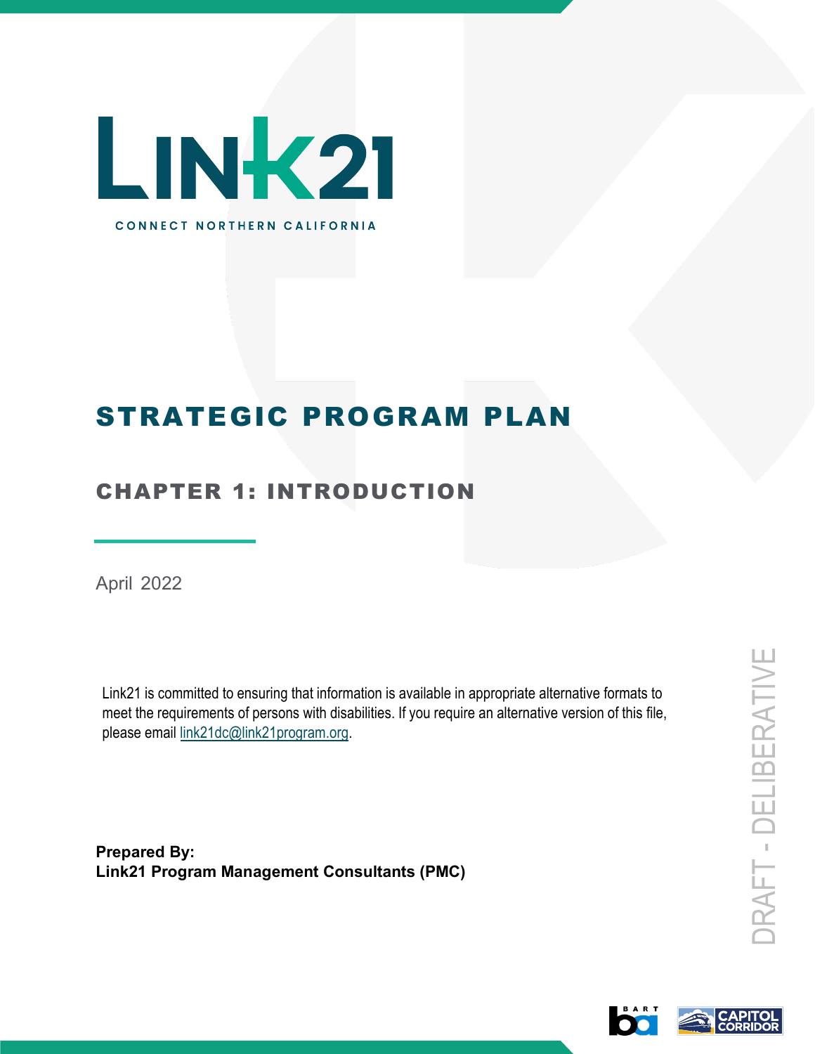# Link21

CONNECT NORTHERN CALIFORNIA

# STRATEGIC PROGRAM PLAN

## CHAPTER 1: INTRODUCTION

April 2022

Link21 is committed to ensuring that information is available in appropriate alternative formats to meet the requirements of persons with disabilities. If you require an alternative version of this file, please email link21dc@link21program.org.

**Prepared By:**
**Link21 Program Management Consultants (PMC)**

DRAFT - DELIBERATIVE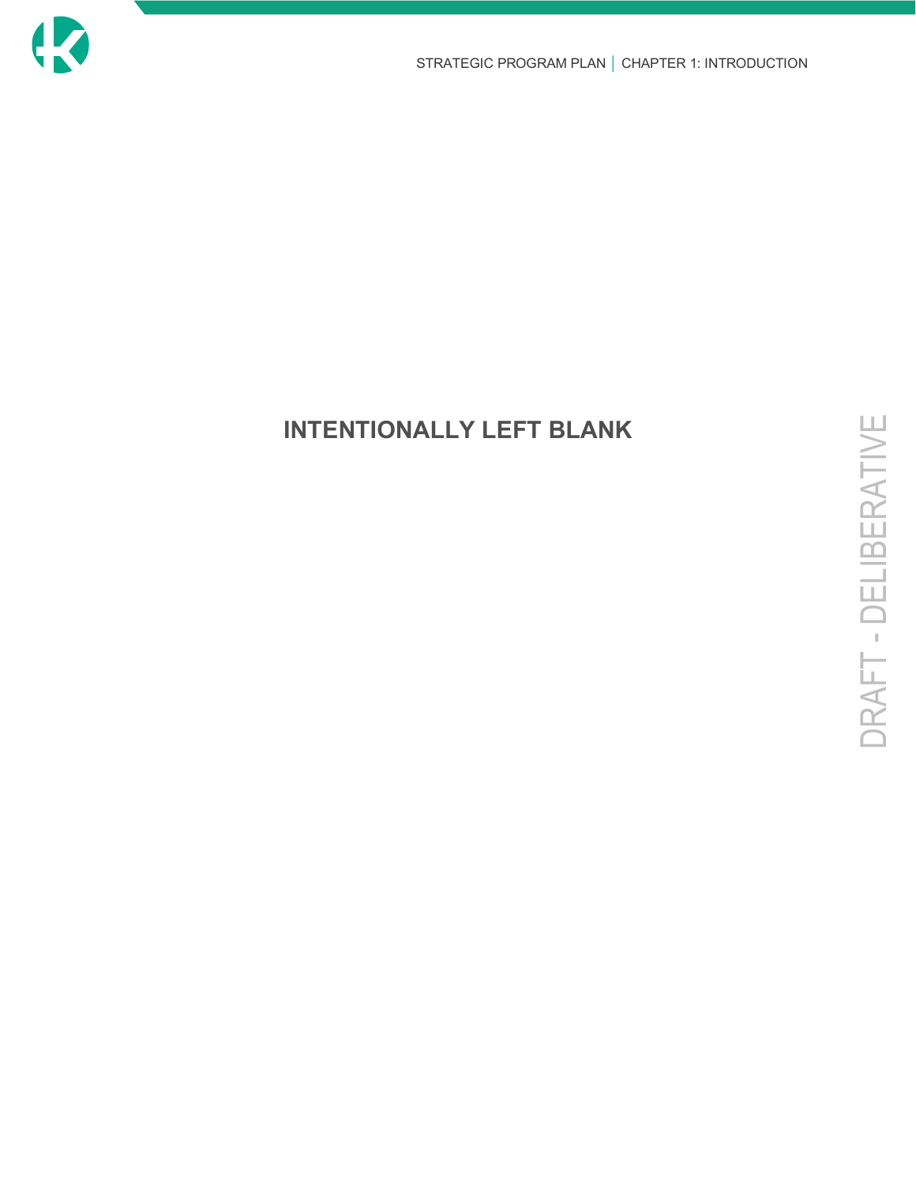**INTENTIONALLY LEFT BLANK**

DRAFT - DELIBERATIVE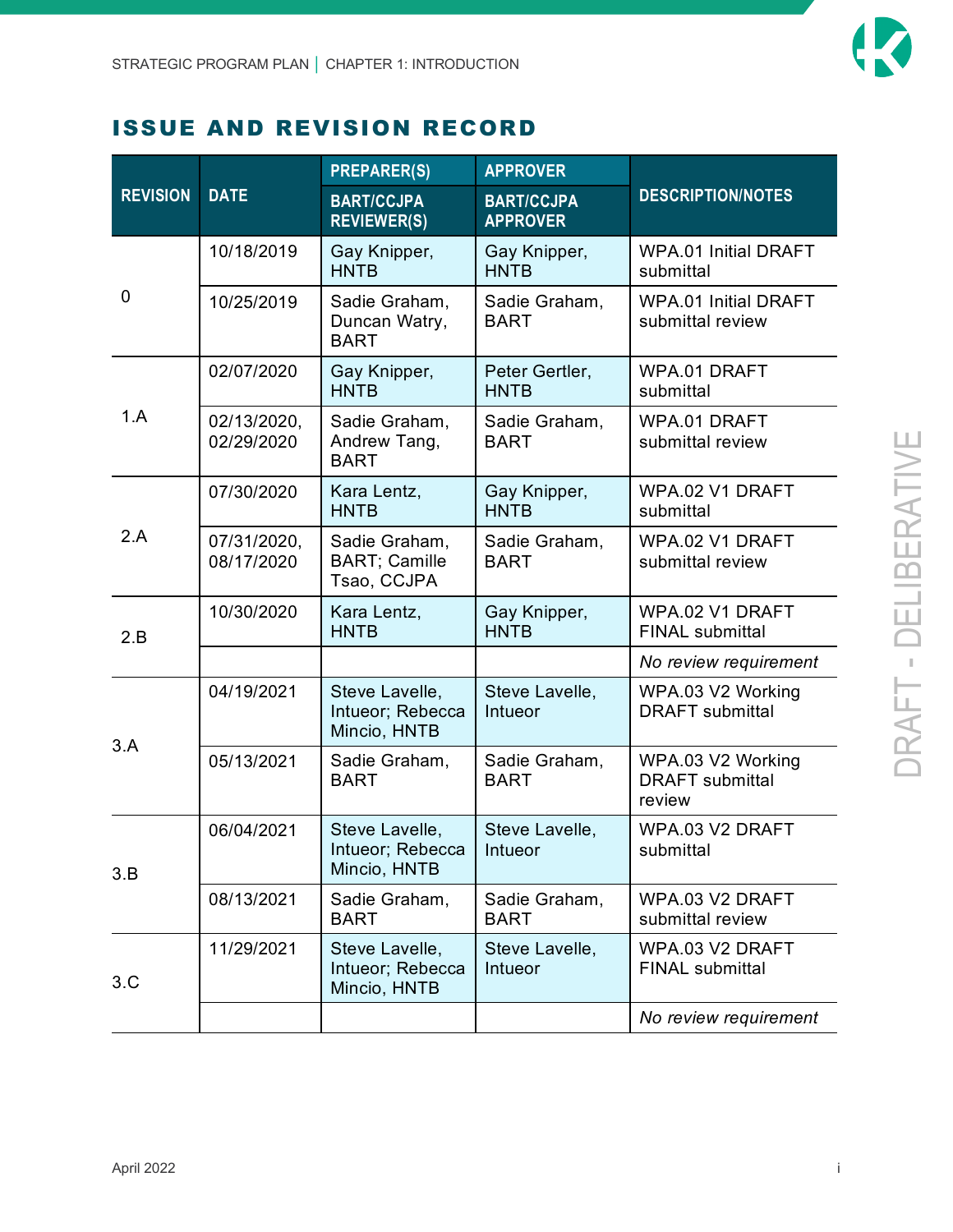## ISSUE AND REVISION RECORD

| REVISION | DATE | PREPARER(S) / BART/CCJPA REVIEWER(S) | APPROVER / BART/CCJPA APPROVER | DESCRIPTION/NOTES |
|---|---|---|---|---|
| 0 | 10/18/2019 | Gay Knipper, HNTB | Gay Knipper, HNTB | WPA.01 Initial DRAFT submittal |
| | 10/25/2019 | Sadie Graham, Duncan Watry, BART | Sadie Graham, BART | WPA.01 Initial DRAFT submittal review |
| 1.A | 02/07/2020 | Gay Knipper, HNTB | Peter Gertler, HNTB | WPA.01 DRAFT submittal |
| | 02/13/2020, 02/29/2020 | Sadie Graham, Andrew Tang, BART | Sadie Graham, BART | WPA.01 DRAFT submittal review |
| 2.A | 07/30/2020 | Kara Lentz, HNTB | Gay Knipper, HNTB | WPA.02 V1 DRAFT submittal |
| | 07/31/2020, 08/17/2020 | Sadie Graham, BART; Camille Tsao, CCJPA | Sadie Graham, BART | WPA.02 V1 DRAFT submittal review |
| 2.B | 10/30/2020 | Kara Lentz, HNTB | Gay Knipper, HNTB | WPA.02 V1 DRAFT FINAL submittal |
| | | | | *No review requirement* |
| 3.A | 04/19/2021 | Steve Lavelle, Intueor; Rebecca Mincio, HNTB | Steve Lavelle, Intueor | WPA.03 V2 Working DRAFT submittal |
| | 05/13/2021 | Sadie Graham, BART | Sadie Graham, BART | WPA.03 V2 Working DRAFT submittal review |
| 3.B | 06/04/2021 | Steve Lavelle, Intueor; Rebecca Mincio, HNTB | Steve Lavelle, Intueor | WPA.03 V2 DRAFT submittal |
| | 08/13/2021 | Sadie Graham, BART | Sadie Graham, BART | WPA.03 V2 DRAFT submittal review |
| 3.C | 11/29/2021 | Steve Lavelle, Intueor; Rebecca Mincio, HNTB | Steve Lavelle, Intueor | WPA.03 V2 DRAFT FINAL submittal |
| | | | | *No review requirement* |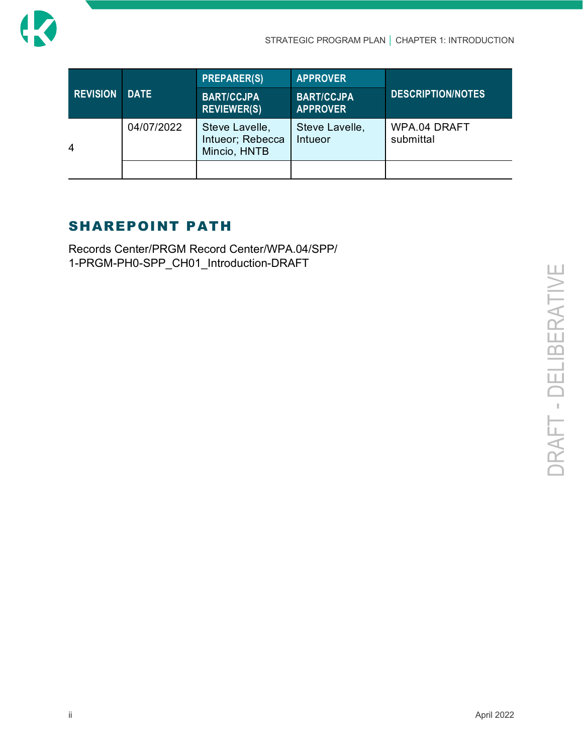| REVISION | DATE | PREPARER(S) | APPROVER | DESCRIPTION/NOTES |
|---|---|---|---|---|
| | | BART/CCJPA REVIEWER(S) | BART/CCJPA APPROVER | |
| 4 | 04/07/2022 | Steve Lavelle, Intueor; Rebecca Mincio, HNTB | Steve Lavelle, Intueor | WPA.04 DRAFT submittal |
| | | | | |

## SHAREPOINT PATH

Records Center/PRGM Record Center/WPA.04/SPP/
1-PRGM-PH0-SPP_CH01_Introduction-DRAFT

DRAFT - DELIBERATIVE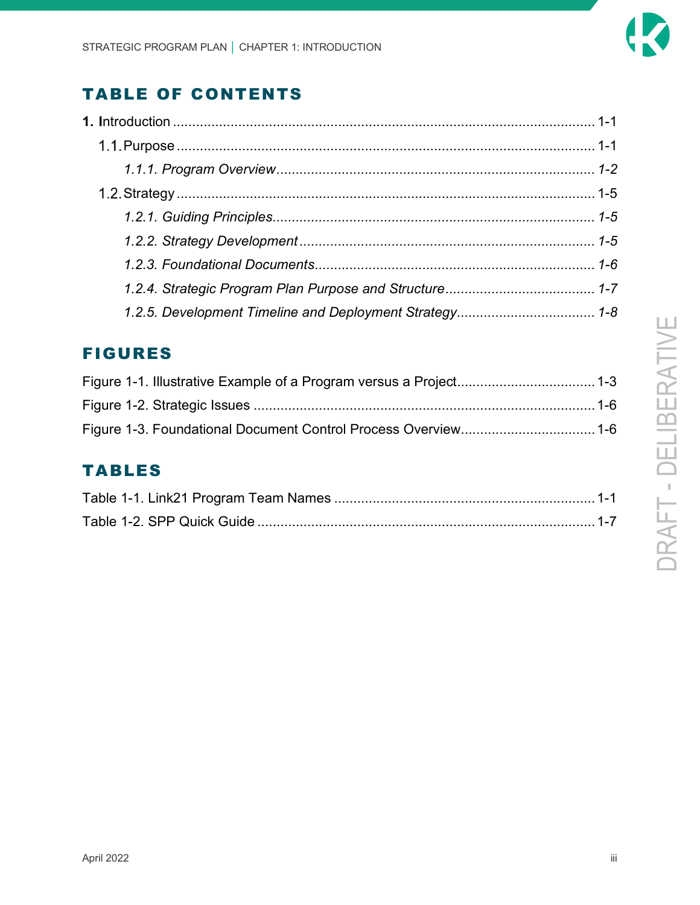## TABLE OF CONTENTS

1. Introduction ........................................................................................................ 1-1
    1.1. Purpose ........................................................................................................ 1-1
        *1.1.1. Program Overview ............................................................................ 1-2*
    1.2. Strategy ........................................................................................................ 1-5
        *1.2.1. Guiding Principles ............................................................................ 1-5*
        *1.2.2. Strategy Development ....................................................................... 1-5*
        *1.2.3. Foundational Documents .................................................................. 1-6*
        *1.2.4. Strategic Program Plan Purpose and Structure ................................. 1-7*
        *1.2.5. Development Timeline and Deployment Strategy .............................. 1-8*

## FIGURES

Figure 1-1. Illustrative Example of a Program versus a Project .................................... 1-3
Figure 1-2. Strategic Issues ........................................................................................ 1-6
Figure 1-3. Foundational Document Control Process Overview ................................... 1-6

## TABLES

Table 1-1. Link21 Program Team Names ..................................................................... 1-1
Table 1-2. SPP Quick Guide ........................................................................................ 1-7

DRAFT - DELIBERATIVE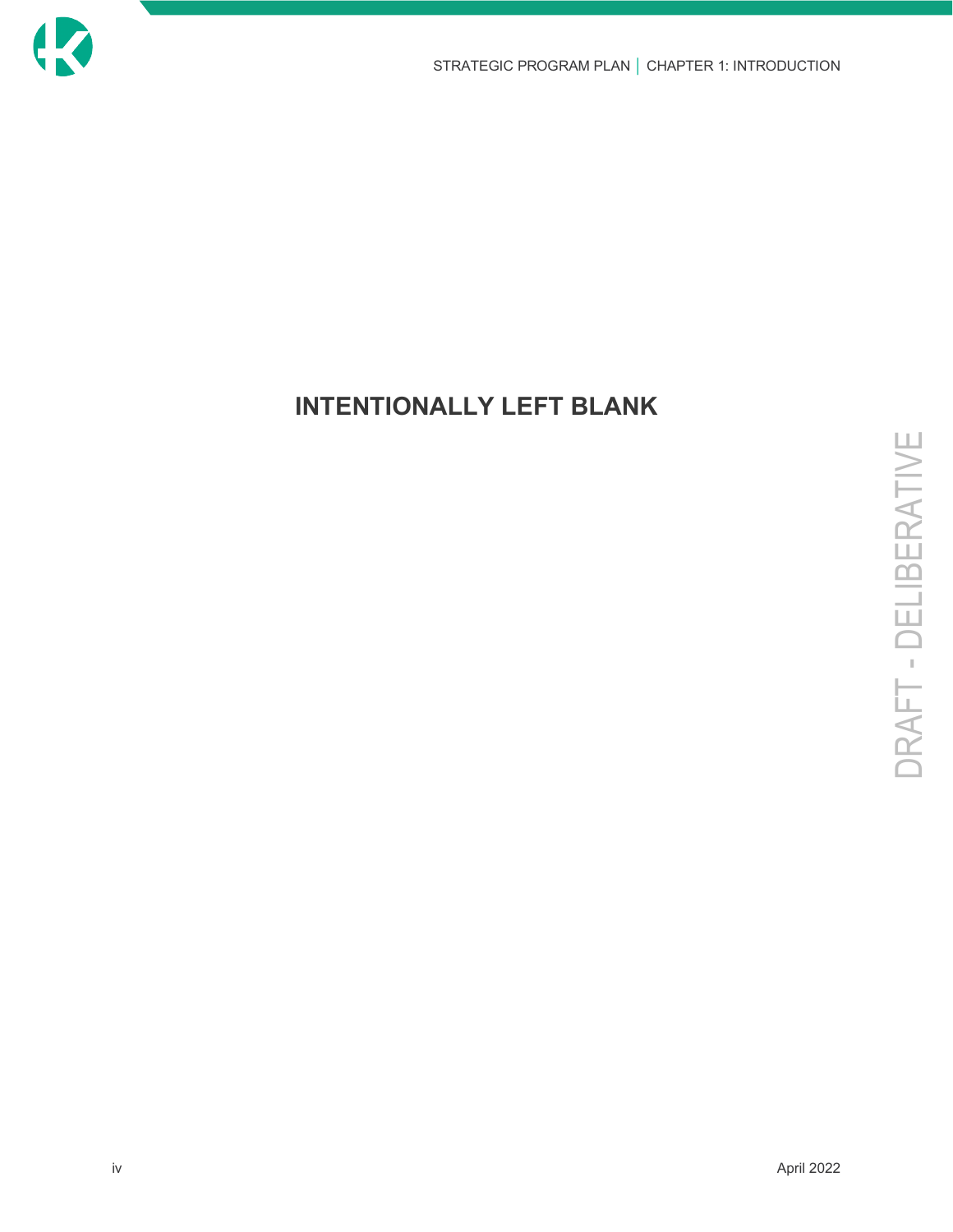**INTENTIONALLY LEFT BLANK**

DRAFT - DELIBERATIVE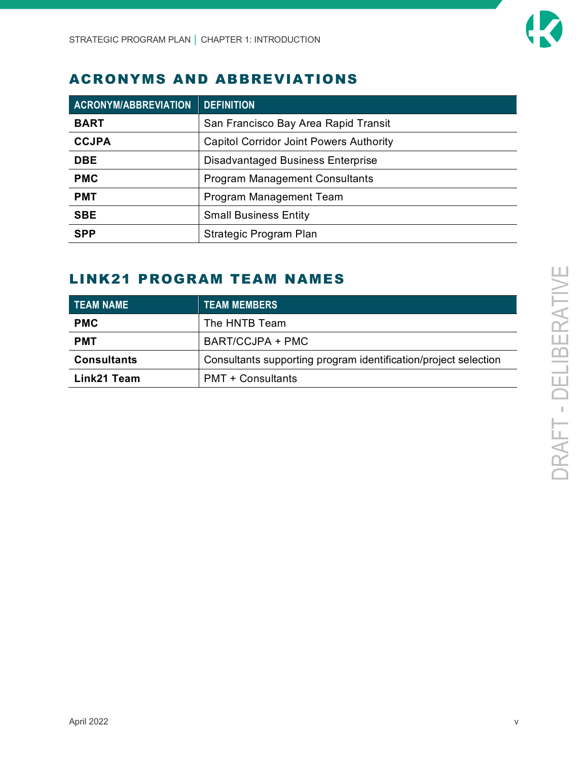## ACRONYMS AND ABBREVIATIONS

| ACRONYM/ABBREVIATION | DEFINITION |
| --- | --- |
| **BART** | San Francisco Bay Area Rapid Transit |
| **CCJPA** | Capitol Corridor Joint Powers Authority |
| **DBE** | Disadvantaged Business Enterprise |
| **PMC** | Program Management Consultants |
| **PMT** | Program Management Team |
| **SBE** | Small Business Entity |
| **SPP** | Strategic Program Plan |

## LINK21 PROGRAM TEAM NAMES

| TEAM NAME | TEAM MEMBERS |
| --- | --- |
| **PMC** | The HNTB Team |
| **PMT** | BART/CCJPA + PMC |
| **Consultants** | Consultants supporting program identification/project selection |
| **Link21 Team** | PMT + Consultants |

DRAFT - DELIBERATIVE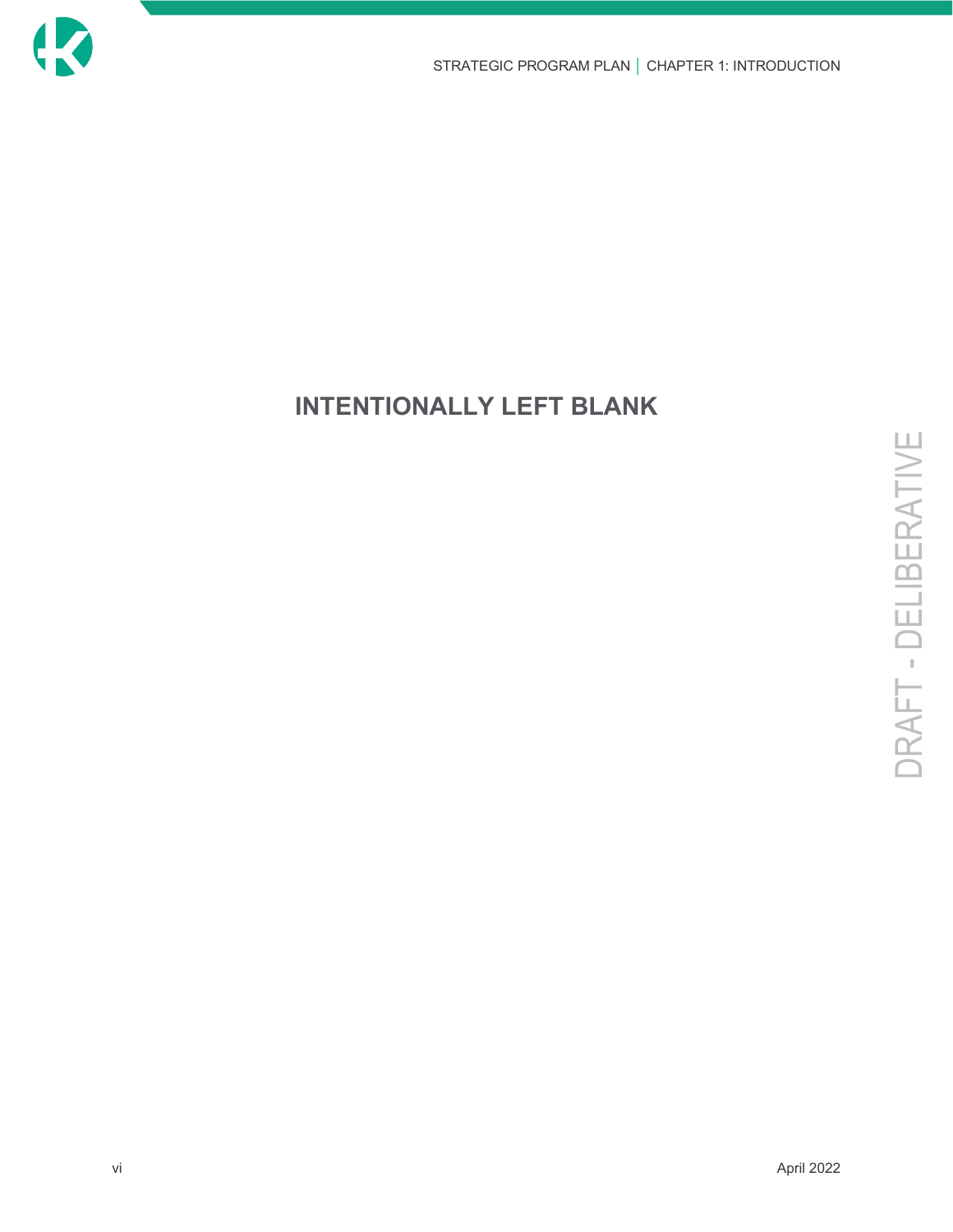**INTENTIONALLY LEFT BLANK**

DRAFT - DELIBERATIVE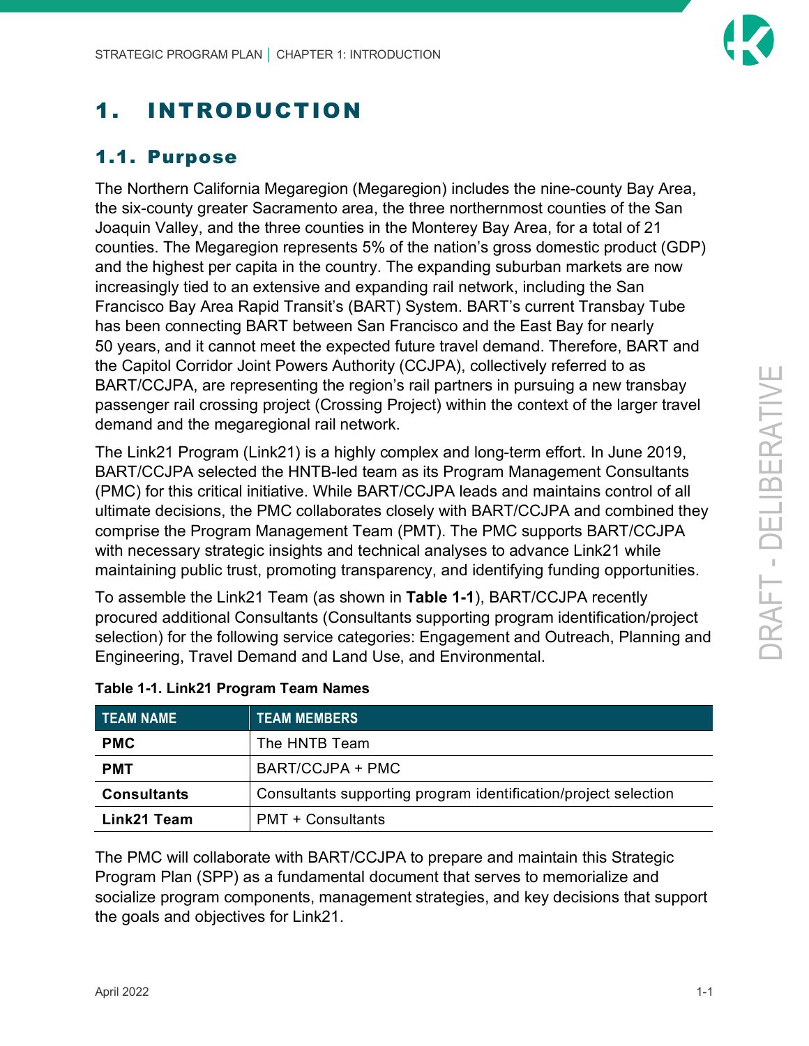# 1. INTRODUCTION

## 1.1. Purpose

The Northern California Megaregion (Megaregion) includes the nine-county Bay Area, the six-county greater Sacramento area, the three northernmost counties of the San Joaquin Valley, and the three counties in the Monterey Bay Area, for a total of 21 counties. The Megaregion represents 5% of the nation's gross domestic product (GDP) and the highest per capita in the country. The expanding suburban markets are now increasingly tied to an extensive and expanding rail network, including the San Francisco Bay Area Rapid Transit's (BART) System. BART's current Transbay Tube has been connecting BART between San Francisco and the East Bay for nearly 50 years, and it cannot meet the expected future travel demand. Therefore, BART and the Capitol Corridor Joint Powers Authority (CCJPA), collectively referred to as BART/CCJPA, are representing the region's rail partners in pursuing a new transbay passenger rail crossing project (Crossing Project) within the context of the larger travel demand and the megaregional rail network.

The Link21 Program (Link21) is a highly complex and long-term effort. In June 2019, BART/CCJPA selected the HNTB-led team as its Program Management Consultants (PMC) for this critical initiative. While BART/CCJPA leads and maintains control of all ultimate decisions, the PMC collaborates closely with BART/CCJPA and combined they comprise the Program Management Team (PMT). The PMC supports BART/CCJPA with necessary strategic insights and technical analyses to advance Link21 while maintaining public trust, promoting transparency, and identifying funding opportunities.

To assemble the Link21 Team (as shown in **Table 1-1**), BART/CCJPA recently procured additional Consultants (Consultants supporting program identification/project selection) for the following service categories: Engagement and Outreach, Planning and Engineering, Travel Demand and Land Use, and Environmental.

**Table 1-1. Link21 Program Team Names**

| TEAM NAME | TEAM MEMBERS |
| --- | --- |
| **PMC** | The HNTB Team |
| **PMT** | BART/CCJPA + PMC |
| **Consultants** | Consultants supporting program identification/project selection |
| **Link21 Team** | PMT + Consultants |

The PMC will collaborate with BART/CCJPA to prepare and maintain this Strategic Program Plan (SPP) as a fundamental document that serves to memorialize and socialize program components, management strategies, and key decisions that support the goals and objectives for Link21.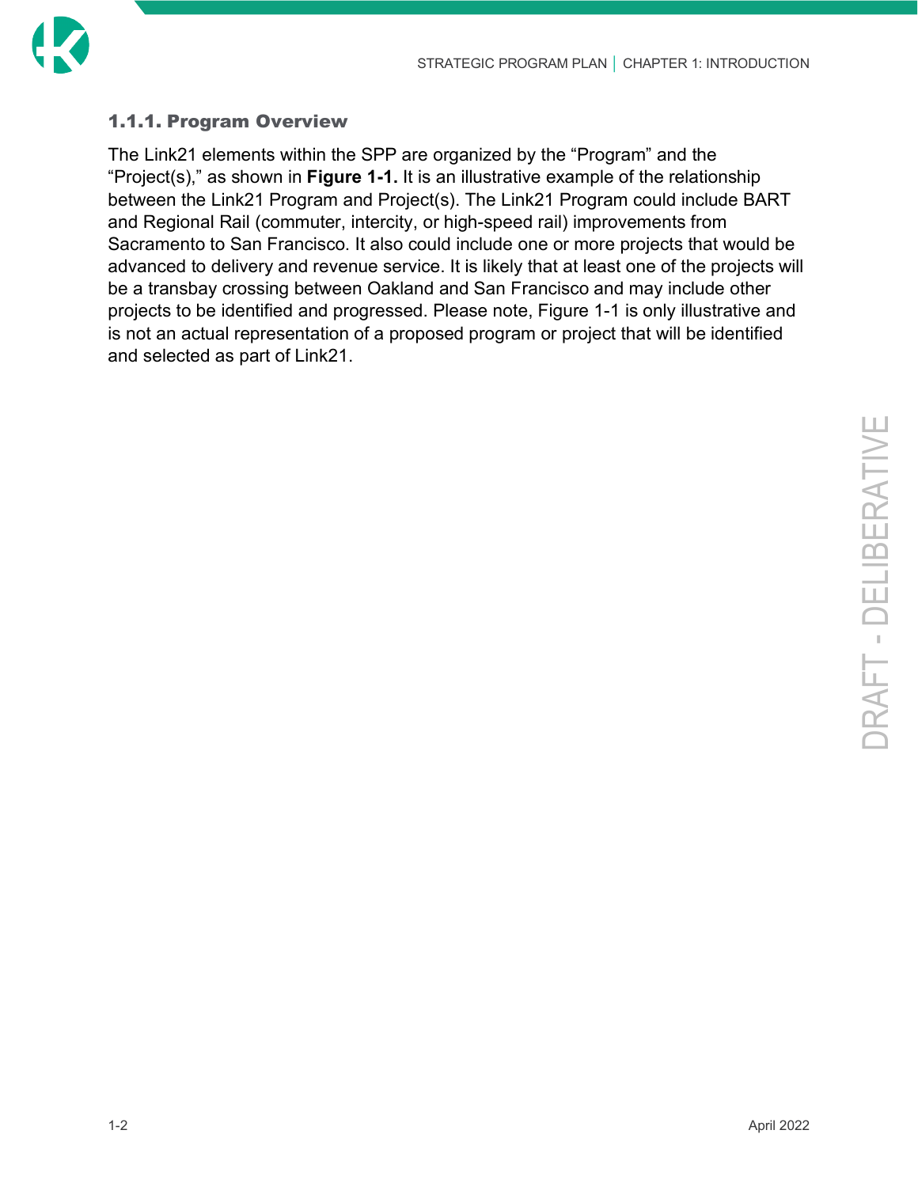### 1.1.1. Program Overview

The Link21 elements within the SPP are organized by the "Program" and the "Project(s)," as shown in **Figure 1-1.** It is an illustrative example of the relationship between the Link21 Program and Project(s). The Link21 Program could include BART and Regional Rail (commuter, intercity, or high-speed rail) improvements from Sacramento to San Francisco. It also could include one or more projects that would be advanced to delivery and revenue service. It is likely that at least one of the projects will be a transbay crossing between Oakland and San Francisco and may include other projects to be identified and progressed. Please note, Figure 1-1 is only illustrative and is not an actual representation of a proposed program or project that will be identified and selected as part of Link21.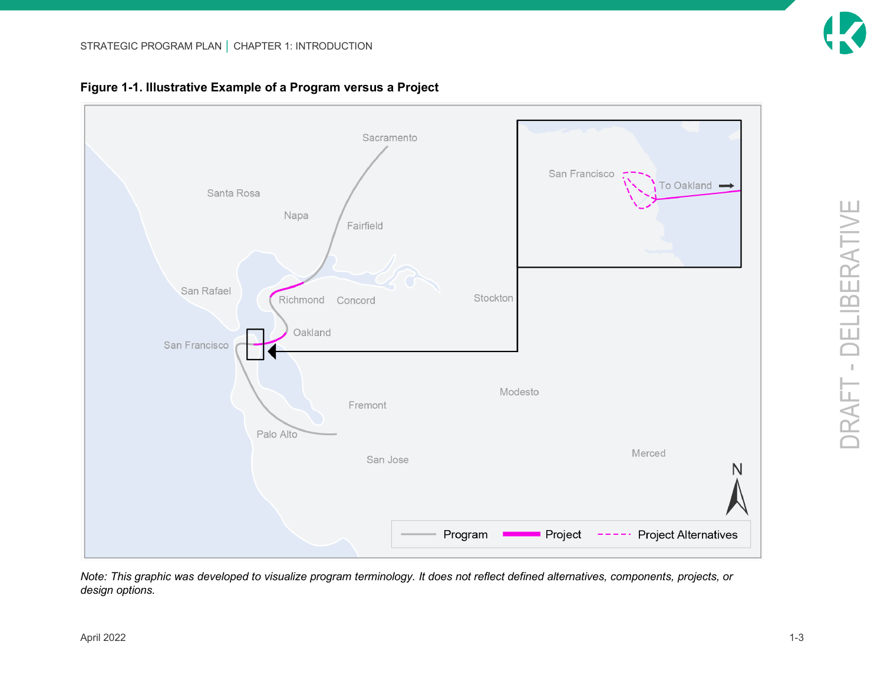**Figure 1-1. Illustrative Example of a Program versus a Project**

*Note: This graphic was developed to visualize program terminology. It does not reflect defined alternatives, components, projects, or design options.*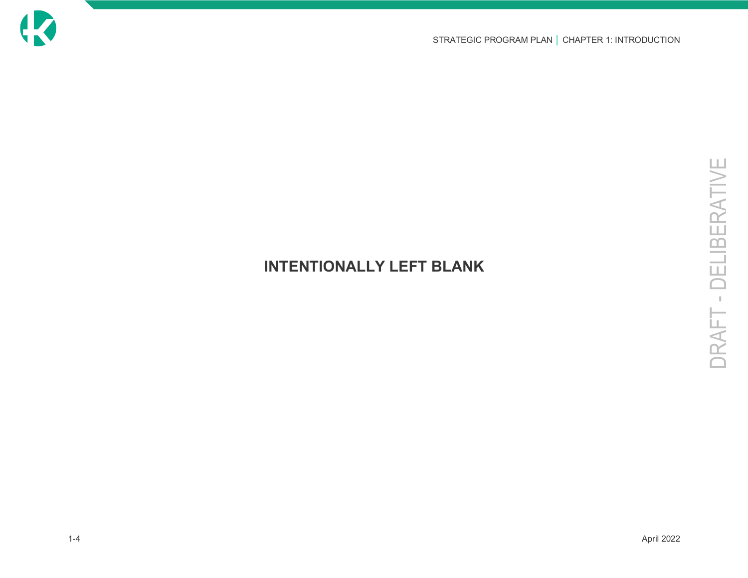**INTENTIONALLY LEFT BLANK**

DRAFT - DELIBERATIVE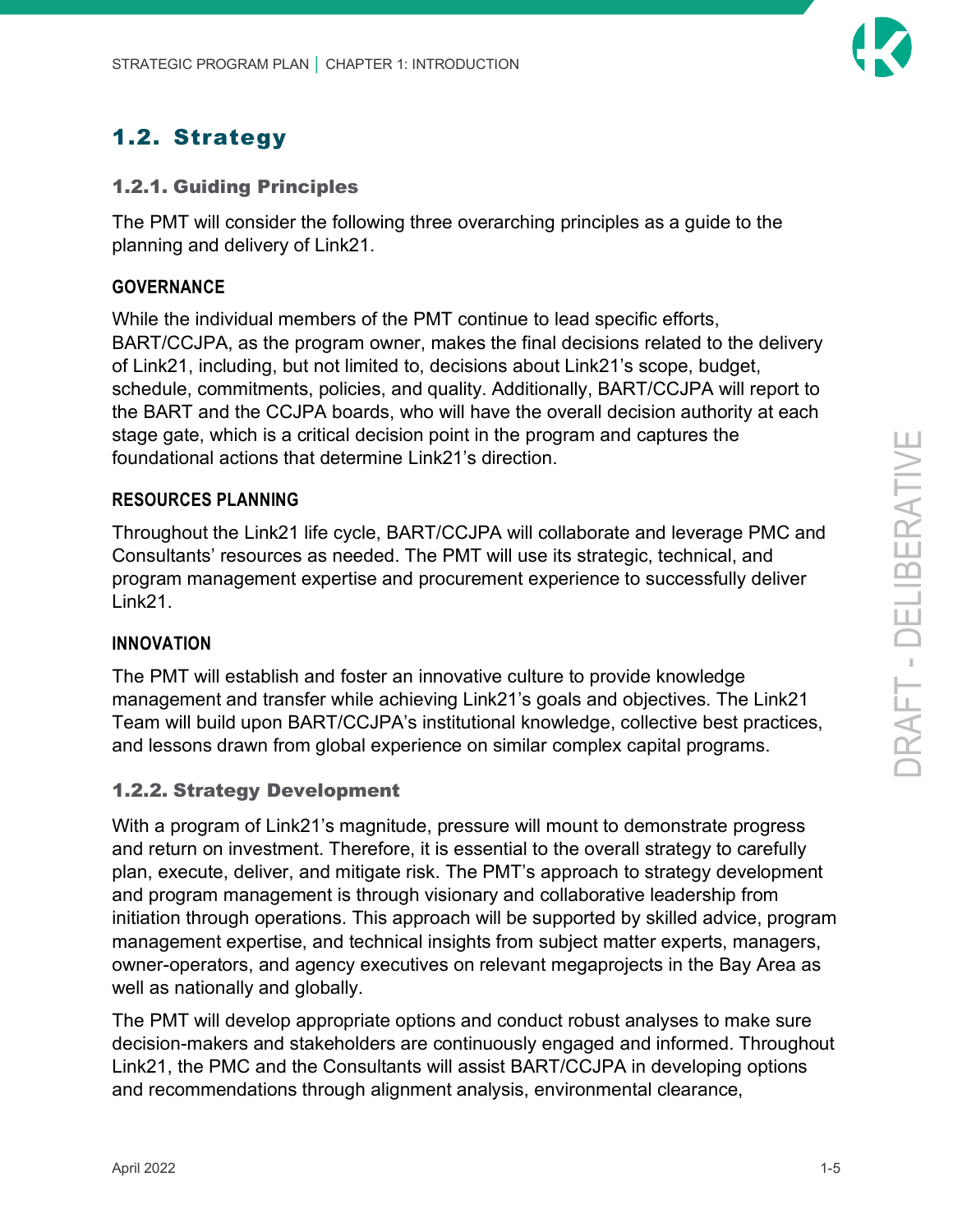## 1.2. Strategy

### 1.2.1. Guiding Principles

The PMT will consider the following three overarching principles as a guide to the planning and delivery of Link21.

**GOVERNANCE**

While the individual members of the PMT continue to lead specific efforts, BART/CCJPA, as the program owner, makes the final decisions related to the delivery of Link21, including, but not limited to, decisions about Link21's scope, budget, schedule, commitments, policies, and quality. Additionally, BART/CCJPA will report to the BART and the CCJPA boards, who will have the overall decision authority at each stage gate, which is a critical decision point in the program and captures the foundational actions that determine Link21's direction.

**RESOURCES PLANNING**

Throughout the Link21 life cycle, BART/CCJPA will collaborate and leverage PMC and Consultants' resources as needed. The PMT will use its strategic, technical, and program management expertise and procurement experience to successfully deliver Link21.

**INNOVATION**

The PMT will establish and foster an innovative culture to provide knowledge management and transfer while achieving Link21's goals and objectives. The Link21 Team will build upon BART/CCJPA's institutional knowledge, collective best practices, and lessons drawn from global experience on similar complex capital programs.

### 1.2.2. Strategy Development

With a program of Link21's magnitude, pressure will mount to demonstrate progress and return on investment. Therefore, it is essential to the overall strategy to carefully plan, execute, deliver, and mitigate risk. The PMT's approach to strategy development and program management is through visionary and collaborative leadership from initiation through operations. This approach will be supported by skilled advice, program management expertise, and technical insights from subject matter experts, managers, owner-operators, and agency executives on relevant megaprojects in the Bay Area as well as nationally and globally.

The PMT will develop appropriate options and conduct robust analyses to make sure decision-makers and stakeholders are continuously engaged and informed. Throughout Link21, the PMC and the Consultants will assist BART/CCJPA in developing options and recommendations through alignment analysis, environmental clearance,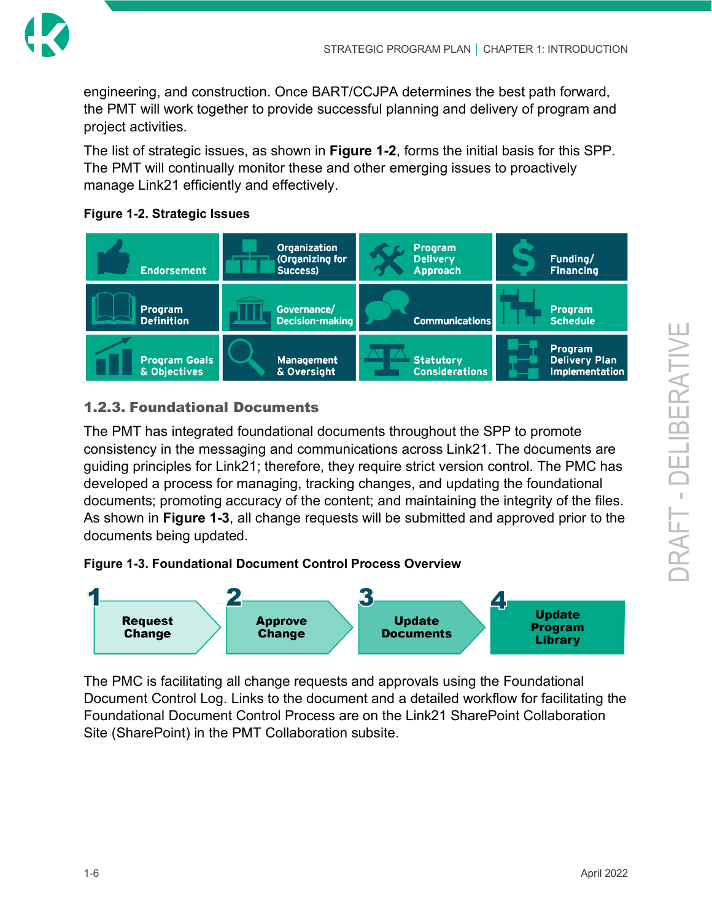engineering, and construction. Once BART/CCJPA determines the best path forward, the PMT will work together to provide successful planning and delivery of program and project activities.

The list of strategic issues, as shown in **Figure 1-2**, forms the initial basis for this SPP. The PMT will continually monitor these and other emerging issues to proactively manage Link21 efficiently and effectively.

**Figure 1-2. Strategic Issues**

| | | | |
|---|---|---|---|
| Endorsement | Organization (Organizing for Success) | Program Delivery Approach | Funding/ Financing |
| Program Definition | Governance/ Decision-making | Communications | Program Schedule |
| Program Goals & Objectives | Management & Oversight | Statutory Considerations | Program Delivery Plan Implementation |

### 1.2.3. Foundational Documents

The PMT has integrated foundational documents throughout the SPP to promote consistency in the messaging and communications across Link21. The documents are guiding principles for Link21; therefore, they require strict version control. The PMC has developed a process for managing, tracking changes, and updating the foundational documents; promoting accuracy of the content; and maintaining the integrity of the files. As shown in **Figure 1-3**, all change requests will be submitted and approved prior to the documents being updated.

**Figure 1-3. Foundational Document Control Process Overview**

1. Request Change
2. Approve Change
3. Update Documents
4. Update Program Library

The PMC is facilitating all change requests and approvals using the Foundational Document Control Log. Links to the document and a detailed workflow for facilitating the Foundational Document Control Process are on the Link21 SharePoint Collaboration Site (SharePoint) in the PMT Collaboration subsite.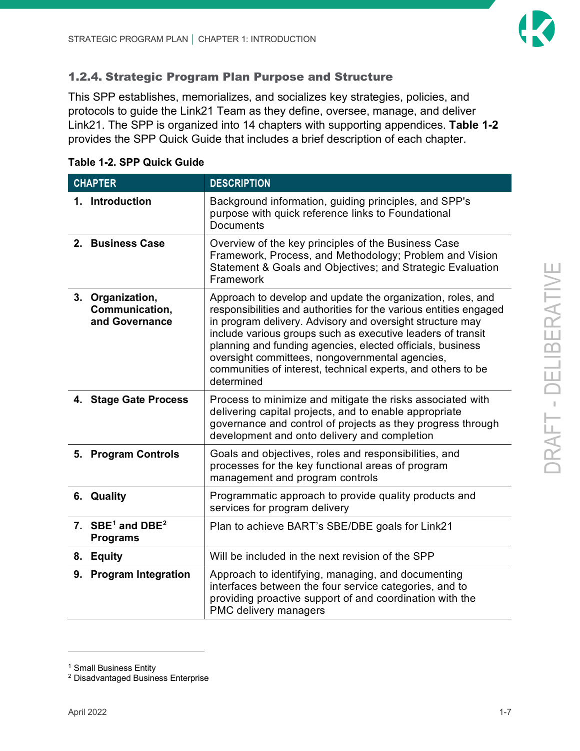### 1.2.4. Strategic Program Plan Purpose and Structure

This SPP establishes, memorializes, and socializes key strategies, policies, and protocols to guide the Link21 Team as they define, oversee, manage, and deliver Link21. The SPP is organized into 14 chapters with supporting appendices. **Table 1-2** provides the SPP Quick Guide that includes a brief description of each chapter.

**Table 1-2. SPP Quick Guide**

| CHAPTER | DESCRIPTION |
|---|---|
| **1. Introduction** | Background information, guiding principles, and SPP's purpose with quick reference links to Foundational Documents |
| **2. Business Case** | Overview of the key principles of the Business Case Framework, Process, and Methodology; Problem and Vision Statement & Goals and Objectives; and Strategic Evaluation Framework |
| **3. Organization, Communication, and Governance** | Approach to develop and update the organization, roles, and responsibilities and authorities for the various entities engaged in program delivery. Advisory and oversight structure may include various groups such as executive leaders of transit planning and funding agencies, elected officials, business oversight committees, nongovernmental agencies, communities of interest, technical experts, and others to be determined |
| **4. Stage Gate Process** | Process to minimize and mitigate the risks associated with delivering capital projects, and to enable appropriate governance and control of projects as they progress through development and onto delivery and completion |
| **5. Program Controls** | Goals and objectives, roles and responsibilities, and processes for the key functional areas of program management and program controls |
| **6. Quality** | Programmatic approach to provide quality products and services for program delivery |
| **7. SBE[1] and DBE[2] Programs** | Plan to achieve BART's SBE/DBE goals for Link21 |
| **8. Equity** | Will be included in the next revision of the SPP |
| **9. Program Integration** | Approach to identifying, managing, and documenting interfaces between the four service categories, and to providing proactive support of and coordination with the PMC delivery managers |

[1] Small Business Entity
[2] Disadvantaged Business Enterprise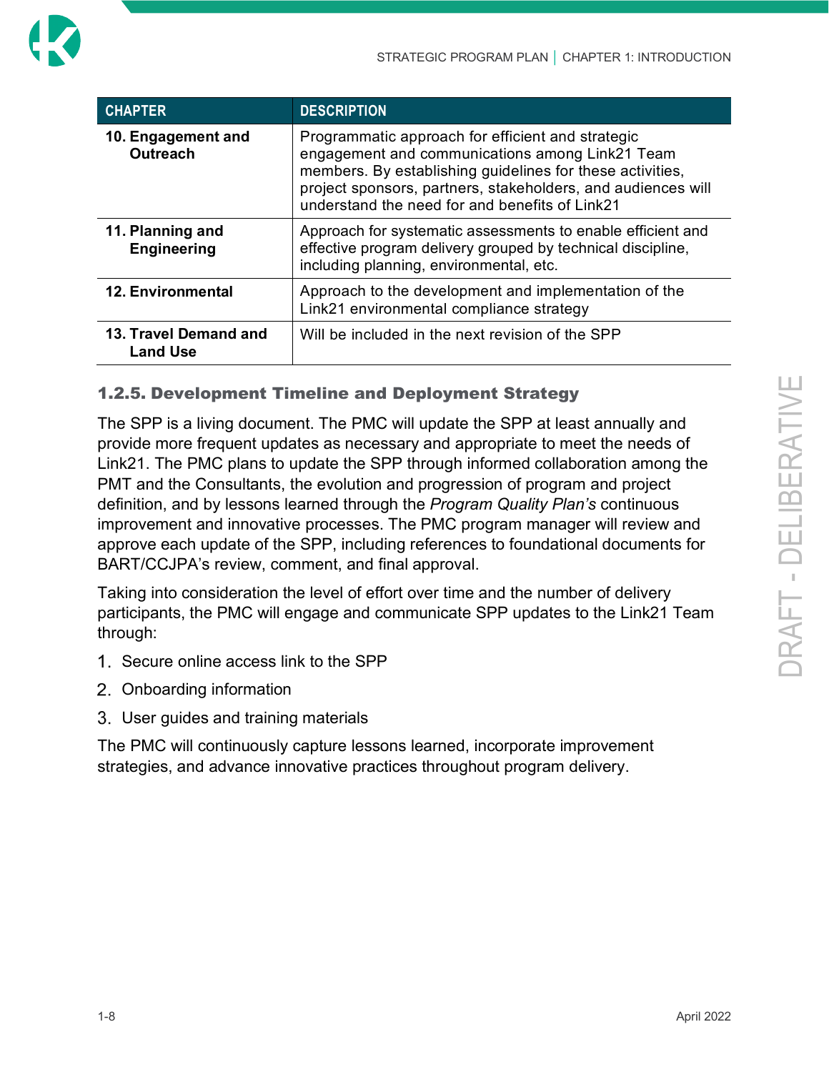| CHAPTER | DESCRIPTION |
| --- | --- |
| **10. Engagement and Outreach** | Programmatic approach for efficient and strategic engagement and communications among Link21 Team members. By establishing guidelines for these activities, project sponsors, partners, stakeholders, and audiences will understand the need for and benefits of Link21 |
| **11. Planning and Engineering** | Approach for systematic assessments to enable efficient and effective program delivery grouped by technical discipline, including planning, environmental, etc. |
| **12. Environmental** | Approach to the development and implementation of the Link21 environmental compliance strategy |
| **13. Travel Demand and Land Use** | Will be included in the next revision of the SPP |

### 1.2.5. Development Timeline and Deployment Strategy

The SPP is a living document. The PMC will update the SPP at least annually and provide more frequent updates as necessary and appropriate to meet the needs of Link21. The PMC plans to update the SPP through informed collaboration among the PMT and the Consultants, the evolution and progression of program and project definition, and by lessons learned through the *Program Quality Plan's* continuous improvement and innovative processes. The PMC program manager will review and approve each update of the SPP, including references to foundational documents for BART/CCJPA's review, comment, and final approval.

Taking into consideration the level of effort over time and the number of delivery participants, the PMC will engage and communicate SPP updates to the Link21 Team through:

1. Secure online access link to the SPP
2. Onboarding information
3. User guides and training materials

The PMC will continuously capture lessons learned, incorporate improvement strategies, and advance innovative practices throughout program delivery.